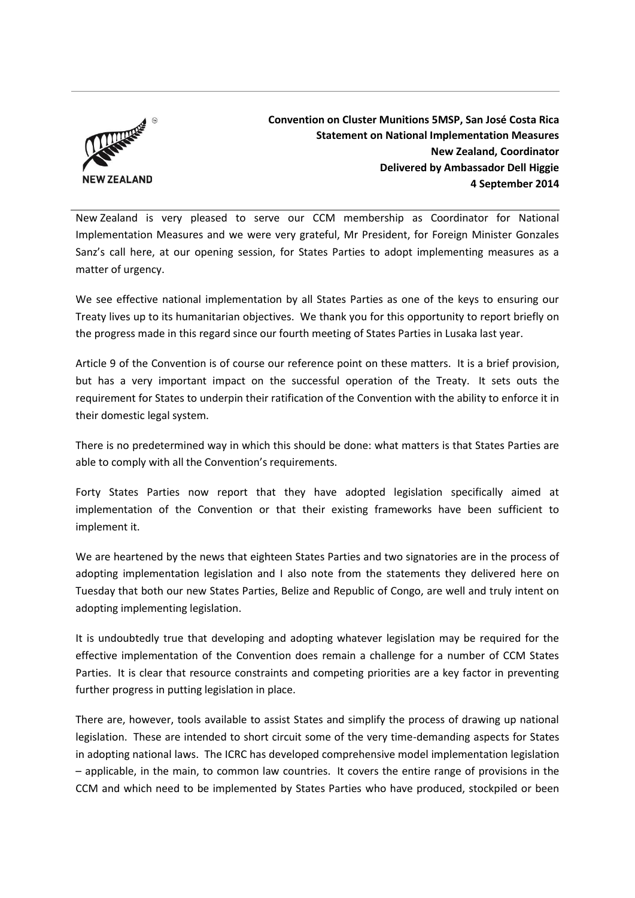NEW ZEALAND

**Convention on Cluster Munitions 5MSP, San José Costa Rica**
**Statement on National Implementation Measures**
**New Zealand, Coordinator**
**Delivered by Ambassador Dell Higgie**
**4 September 2014**

New Zealand is very pleased to serve our CCM membership as Coordinator for National Implementation Measures and we were very grateful, Mr President, for Foreign Minister Gonzales Sanz's call here, at our opening session, for States Parties to adopt implementing measures as a matter of urgency.

We see effective national implementation by all States Parties as one of the keys to ensuring our Treaty lives up to its humanitarian objectives. We thank you for this opportunity to report briefly on the progress made in this regard since our fourth meeting of States Parties in Lusaka last year.

Article 9 of the Convention is of course our reference point on these matters. It is a brief provision, but has a very important impact on the successful operation of the Treaty. It sets outs the requirement for States to underpin their ratification of the Convention with the ability to enforce it in their domestic legal system.

There is no predetermined way in which this should be done: what matters is that States Parties are able to comply with all the Convention's requirements.

Forty States Parties now report that they have adopted legislation specifically aimed at implementation of the Convention or that their existing frameworks have been sufficient to implement it.

We are heartened by the news that eighteen States Parties and two signatories are in the process of adopting implementation legislation and I also note from the statements they delivered here on Tuesday that both our new States Parties, Belize and Republic of Congo, are well and truly intent on adopting implementing legislation.

It is undoubtedly true that developing and adopting whatever legislation may be required for the effective implementation of the Convention does remain a challenge for a number of CCM States Parties. It is clear that resource constraints and competing priorities are a key factor in preventing further progress in putting legislation in place.

There are, however, tools available to assist States and simplify the process of drawing up national legislation. These are intended to short circuit some of the very time-demanding aspects for States in adopting national laws. The ICRC has developed comprehensive model implementation legislation – applicable, in the main, to common law countries. It covers the entire range of provisions in the CCM and which need to be implemented by States Parties who have produced, stockpiled or been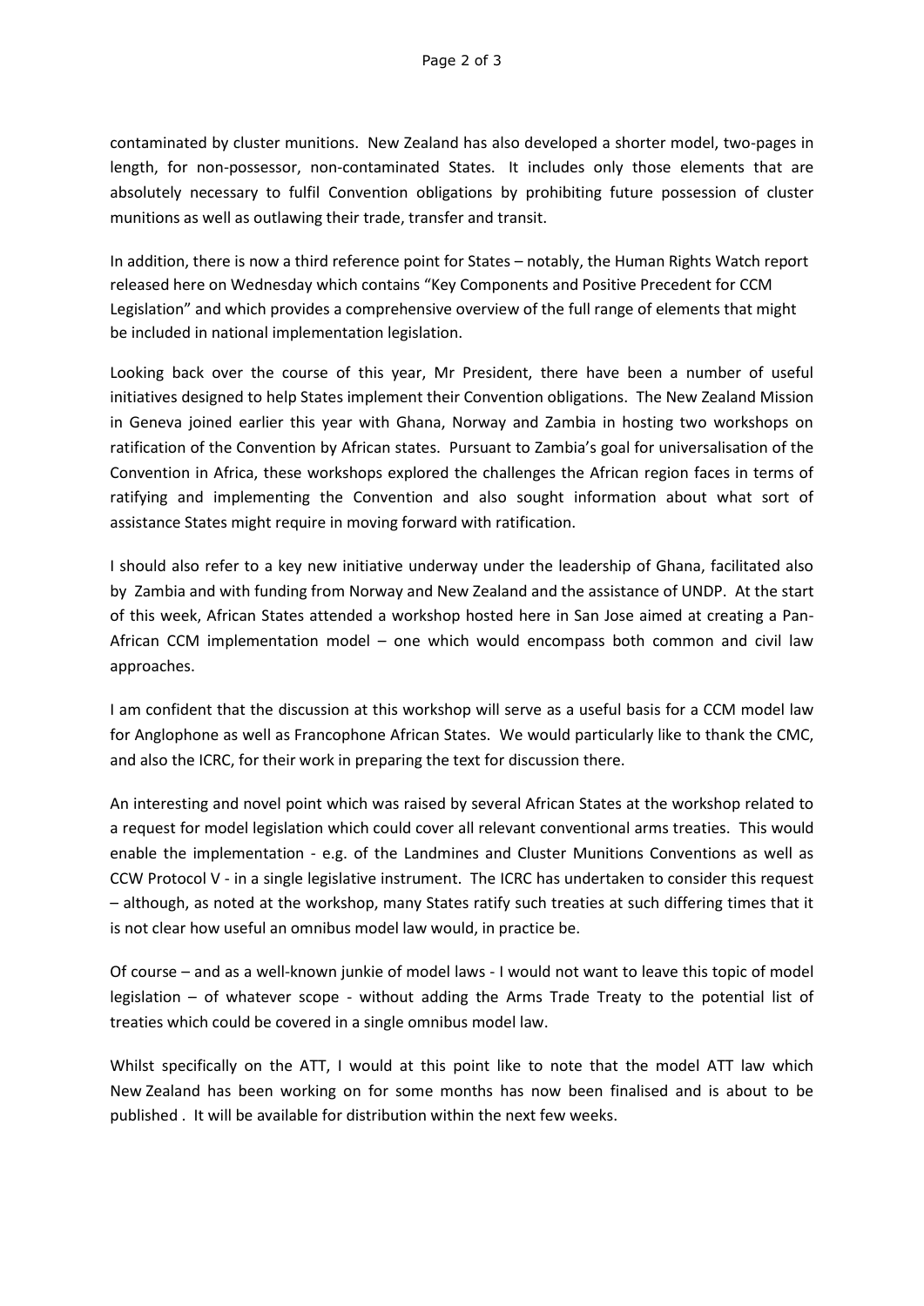contaminated by cluster munitions. New Zealand has also developed a shorter model, two-pages in length, for non-possessor, non-contaminated States. It includes only those elements that are absolutely necessary to fulfil Convention obligations by prohibiting future possession of cluster munitions as well as outlawing their trade, transfer and transit.

In addition, there is now a third reference point for States – notably, the Human Rights Watch report released here on Wednesday which contains "Key Components and Positive Precedent for CCM Legislation" and which provides a comprehensive overview of the full range of elements that might be included in national implementation legislation.

Looking back over the course of this year, Mr President, there have been a number of useful initiatives designed to help States implement their Convention obligations. The New Zealand Mission in Geneva joined earlier this year with Ghana, Norway and Zambia in hosting two workshops on ratification of the Convention by African states. Pursuant to Zambia's goal for universalisation of the Convention in Africa, these workshops explored the challenges the African region faces in terms of ratifying and implementing the Convention and also sought information about what sort of assistance States might require in moving forward with ratification.

I should also refer to a key new initiative underway under the leadership of Ghana, facilitated also by Zambia and with funding from Norway and New Zealand and the assistance of UNDP. At the start of this week, African States attended a workshop hosted here in San Jose aimed at creating a Pan-African CCM implementation model – one which would encompass both common and civil law approaches.

I am confident that the discussion at this workshop will serve as a useful basis for a CCM model law for Anglophone as well as Francophone African States. We would particularly like to thank the CMC, and also the ICRC, for their work in preparing the text for discussion there.

An interesting and novel point which was raised by several African States at the workshop related to a request for model legislation which could cover all relevant conventional arms treaties. This would enable the implementation - e.g. of the Landmines and Cluster Munitions Conventions as well as CCW Protocol V - in a single legislative instrument. The ICRC has undertaken to consider this request – although, as noted at the workshop, many States ratify such treaties at such differing times that it is not clear how useful an omnibus model law would, in practice be.

Of course – and as a well-known junkie of model laws - I would not want to leave this topic of model legislation – of whatever scope - without adding the Arms Trade Treaty to the potential list of treaties which could be covered in a single omnibus model law.

Whilst specifically on the ATT, I would at this point like to note that the model ATT law which New Zealand has been working on for some months has now been finalised and is about to be published . It will be available for distribution within the next few weeks.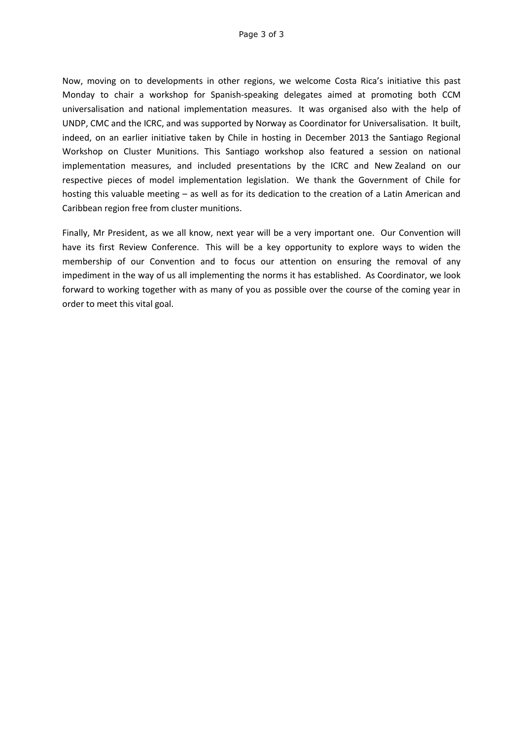Now, moving on to developments in other regions, we welcome Costa Rica's initiative this past Monday to chair a workshop for Spanish-speaking delegates aimed at promoting both CCM universalisation and national implementation measures. It was organised also with the help of UNDP, CMC and the ICRC, and was supported by Norway as Coordinator for Universalisation. It built, indeed, on an earlier initiative taken by Chile in hosting in December 2013 the Santiago Regional Workshop on Cluster Munitions. This Santiago workshop also featured a session on national implementation measures, and included presentations by the ICRC and New Zealand on our respective pieces of model implementation legislation. We thank the Government of Chile for hosting this valuable meeting – as well as for its dedication to the creation of a Latin American and Caribbean region free from cluster munitions.

Finally, Mr President, as we all know, next year will be a very important one. Our Convention will have its first Review Conference. This will be a key opportunity to explore ways to widen the membership of our Convention and to focus our attention on ensuring the removal of any impediment in the way of us all implementing the norms it has established. As Coordinator, we look forward to working together with as many of you as possible over the course of the coming year in order to meet this vital goal.